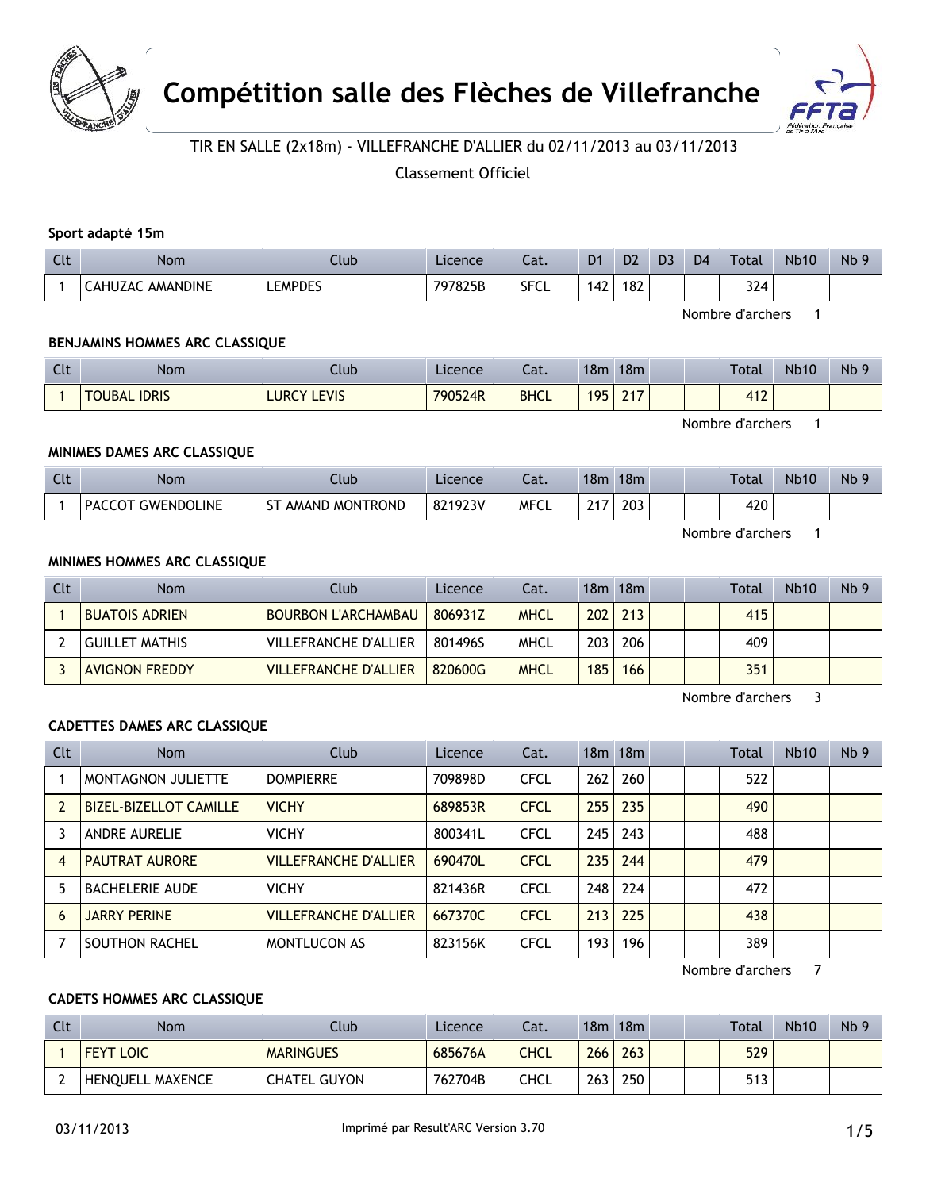# Compétition salle des Flèches de Villefranche

TIR EN SALLE (2x18m) - VILLEFRANCHE D'ALLIER du 02/11/2013 au 03/11/2013

Classement Officiel

### Sport adapté 15m

| Clt | Nom | Club | Licence | Cat. | D1 | D2 | D3 | D4 | Total | Nb10 | Nb 9 |
|---|---|---|---|---|---|---|---|---|---|---|---|
| 1 | CAHUZAC AMANDINE | LEMPDES | 797825B | SFCL | 142 | 182 | | | 324 | | |

Nombre d'archers 1

### BENJAMINS HOMMES ARC CLASSIQUE

| Clt | Nom | Club | Licence | Cat. | 18m | 18m | | | Total | Nb10 | Nb 9 |
|---|---|---|---|---|---|---|---|---|---|---|---|
| 1 | TOUBAL IDRIS | LURCY LEVIS | 790524R | BHCL | 195 | 217 | | | 412 | | |

Nombre d'archers 1

### MINIMES DAMES ARC CLASSIQUE

| Clt | Nom | Club | Licence | Cat. | 18m | 18m | | | Total | Nb10 | Nb 9 |
|---|---|---|---|---|---|---|---|---|---|---|---|
| 1 | PACCOT GWENDOLINE | ST AMAND MONTROND | 821923V | MFCL | 217 | 203 | | | 420 | | |

Nombre d'archers 1

### MINIMES HOMMES ARC CLASSIQUE

| Clt | Nom | Club | Licence | Cat. | 18m | 18m | | | Total | Nb10 | Nb 9 |
|---|---|---|---|---|---|---|---|---|---|---|---|
| 1 | BUATOIS ADRIEN | BOURBON L'ARCHAMBAU | 806931Z | MHCL | 202 | 213 | | | 415 | | |
| 2 | GUILLET MATHIS | VILLEFRANCHE D'ALLIER | 801496S | MHCL | 203 | 206 | | | 409 | | |
| 3 | AVIGNON FREDDY | VILLEFRANCHE D'ALLIER | 820600G | MHCL | 185 | 166 | | | 351 | | |

Nombre d'archers 3

### CADETTES DAMES ARC CLASSIQUE

| Clt | Nom | Club | Licence | Cat. | 18m | 18m | | | Total | Nb10 | Nb 9 |
|---|---|---|---|---|---|---|---|---|---|---|---|
| 1 | MONTAGNON JULIETTE | DOMPIERRE | 709898D | CFCL | 262 | 260 | | | 522 | | |
| 2 | BIZEL-BIZELLOT CAMILLE | VICHY | 689853R | CFCL | 255 | 235 | | | 490 | | |
| 3 | ANDRE AURELIE | VICHY | 800341L | CFCL | 245 | 243 | | | 488 | | |
| 4 | PAUTRAT AURORE | VILLEFRANCHE D'ALLIER | 690470L | CFCL | 235 | 244 | | | 479 | | |
| 5 | BACHELERIE AUDE | VICHY | 821436R | CFCL | 248 | 224 | | | 472 | | |
| 6 | JARRY PERINE | VILLEFRANCHE D'ALLIER | 667370C | CFCL | 213 | 225 | | | 438 | | |
| 7 | SOUTHON RACHEL | MONTLUCON AS | 823156K | CFCL | 193 | 196 | | | 389 | | |

Nombre d'archers 7

### CADETS HOMMES ARC CLASSIQUE

| Clt | Nom | Club | Licence | Cat. | 18m | 18m | | | Total | Nb10 | Nb 9 |
|---|---|---|---|---|---|---|---|---|---|---|---|
| 1 | FEYT LOIC | MARINGUES | 685676A | CHCL | 266 | 263 | | | 529 | | |
| 2 | HENQUELL MAXENCE | CHATEL GUYON | 762704B | CHCL | 263 | 250 | | | 513 | | |

03/11/2013 Imprimé par Result'ARC Version 3.70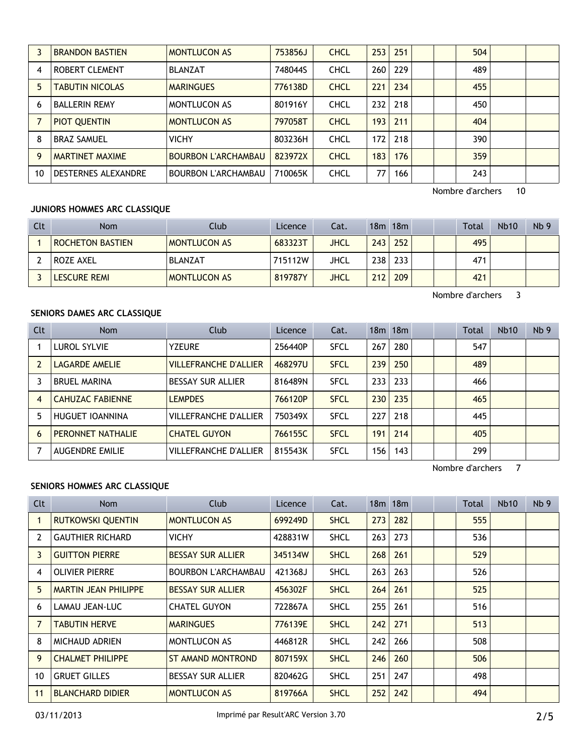| Clt | Nom | Club | Licence | Cat. | 18m | 18m | | | Total | Nb10 | Nb 9 |
|---|---|---|---|---|---|---|---|---|---|---|---|
| 3 | BRANDON BASTIEN | MONTLUCON AS | 753856J | CHCL | 253 | 251 | | | 504 | | |
| 4 | ROBERT CLEMENT | BLANZAT | 748044S | CHCL | 260 | 229 | | | 489 | | |
| 5 | TABUTIN NICOLAS | MARINGUES | 776138D | CHCL | 221 | 234 | | | 455 | | |
| 6 | BALLERIN REMY | MONTLUCON AS | 801916Y | CHCL | 232 | 218 | | | 450 | | |
| 7 | PIOT QUENTIN | MONTLUCON AS | 797058T | CHCL | 193 | 211 | | | 404 | | |
| 8 | BRAZ SAMUEL | VICHY | 803236H | CHCL | 172 | 218 | | | 390 | | |
| 9 | MARTINET MAXIME | BOURBON L'ARCHAMBAU | 823972X | CHCL | 183 | 176 | | | 359 | | |
| 10 | DESTERNES ALEXANDRE | BOURBON L'ARCHAMBAU | 710065K | CHCL | 77 | 166 | | | 243 | | |

Nombre d'archers 10

### JUNIORS HOMMES ARC CLASSIQUE

| Clt | Nom | Club | Licence | Cat. | 18m | 18m | | | Total | Nb10 | Nb 9 |
|---|---|---|---|---|---|---|---|---|---|---|---|
| 1 | ROCHETON BASTIEN | MONTLUCON AS | 683323T | JHCL | 243 | 252 | | | 495 | | |
| 2 | ROZE AXEL | BLANZAT | 715112W | JHCL | 238 | 233 | | | 471 | | |
| 3 | LESCURE REMI | MONTLUCON AS | 819787Y | JHCL | 212 | 209 | | | 421 | | |

Nombre d'archers 3

### SENIORS DAMES ARC CLASSIQUE

| Clt | Nom | Club | Licence | Cat. | 18m | 18m | | | Total | Nb10 | Nb 9 |
|---|---|---|---|---|---|---|---|---|---|---|---|
| 1 | LUROL SYLVIE | YZEURE | 256440P | SFCL | 267 | 280 | | | 547 | | |
| 2 | LAGARDE AMELIE | VILLEFRANCHE D'ALLIER | 468297U | SFCL | 239 | 250 | | | 489 | | |
| 3 | BRUEL MARINA | BESSAY SUR ALLIER | 816489N | SFCL | 233 | 233 | | | 466 | | |
| 4 | CAHUZAC FABIENNE | LEMPDES | 766120P | SFCL | 230 | 235 | | | 465 | | |
| 5 | HUGUET IOANNINA | VILLEFRANCHE D'ALLIER | 750349X | SFCL | 227 | 218 | | | 445 | | |
| 6 | PERONNET NATHALIE | CHATEL GUYON | 766155C | SFCL | 191 | 214 | | | 405 | | |
| 7 | AUGENDRE EMILIE | VILLEFRANCHE D'ALLIER | 815543K | SFCL | 156 | 143 | | | 299 | | |

Nombre d'archers 7

### SENIORS HOMMES ARC CLASSIQUE

| Clt | Nom | Club | Licence | Cat. | 18m | 18m | | | Total | Nb10 | Nb 9 |
|---|---|---|---|---|---|---|---|---|---|---|---|
| 1 | RUTKOWSKI QUENTIN | MONTLUCON AS | 699249D | SHCL | 273 | 282 | | | 555 | | |
| 2 | GAUTHIER RICHARD | VICHY | 428831W | SHCL | 263 | 273 | | | 536 | | |
| 3 | GUITTON PIERRE | BESSAY SUR ALLIER | 345134W | SHCL | 268 | 261 | | | 529 | | |
| 4 | OLIVIER PIERRE | BOURBON L'ARCHAMBAU | 421368J | SHCL | 263 | 263 | | | 526 | | |
| 5 | MARTIN JEAN PHILIPPE | BESSAY SUR ALLIER | 456302F | SHCL | 264 | 261 | | | 525 | | |
| 6 | LAMAU JEAN-LUC | CHATEL GUYON | 722867A | SHCL | 255 | 261 | | | 516 | | |
| 7 | TABUTIN HERVE | MARINGUES | 776139E | SHCL | 242 | 271 | | | 513 | | |
| 8 | MICHAUD ADRIEN | MONTLUCON AS | 446812R | SHCL | 242 | 266 | | | 508 | | |
| 9 | CHALMET PHILIPPE | ST AMAND MONTROND | 807159X | SHCL | 246 | 260 | | | 506 | | |
| 10 | GRUET GILLES | BESSAY SUR ALLIER | 820462G | SHCL | 251 | 247 | | | 498 | | |
| 11 | BLANCHARD DIDIER | MONTLUCON AS | 819766A | SHCL | 252 | 242 | | | 494 | | |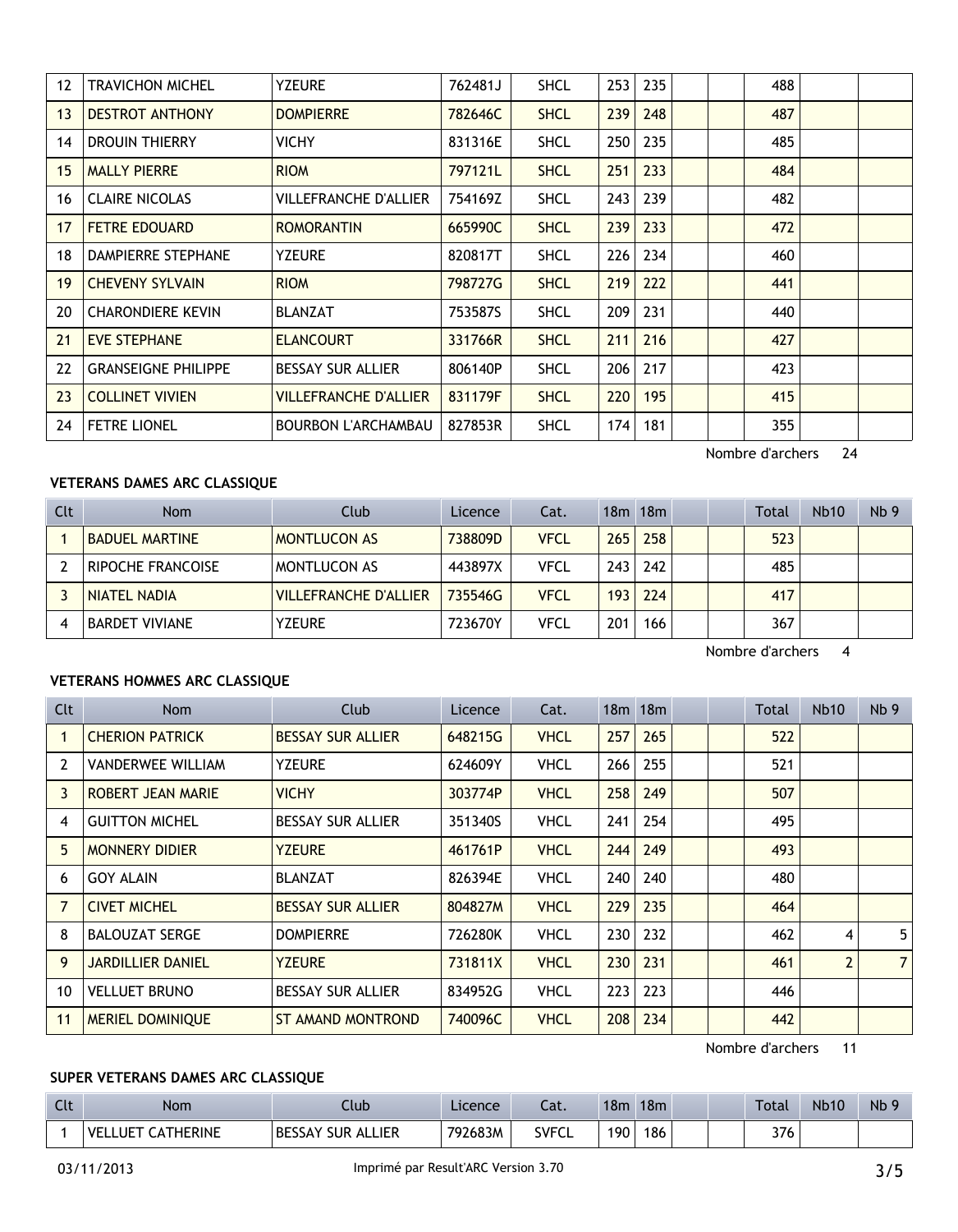| 12 | TRAVICHON MICHEL | YZEURE | 762481J | SHCL | 253 | 235 | | | 488 | | |
|---|---|---|---|---|---|---|---|---|---|---|---|
| 13 | DESTROT ANTHONY | DOMPIERRE | 782646C | SHCL | 239 | 248 | | | 487 | | |
| 14 | DROUIN THIERRY | VICHY | 831316E | SHCL | 250 | 235 | | | 485 | | |
| 15 | MALLY PIERRE | RIOM | 797121L | SHCL | 251 | 233 | | | 484 | | |
| 16 | CLAIRE NICOLAS | VILLEFRANCHE D'ALLIER | 754169Z | SHCL | 243 | 239 | | | 482 | | |
| 17 | FETRE EDOUARD | ROMORANTIN | 665990C | SHCL | 239 | 233 | | | 472 | | |
| 18 | DAMPIERRE STEPHANE | YZEURE | 820817T | SHCL | 226 | 234 | | | 460 | | |
| 19 | CHEVENY SYLVAIN | RIOM | 798727G | SHCL | 219 | 222 | | | 441 | | |
| 20 | CHARONDIERE KEVIN | BLANZAT | 753587S | SHCL | 209 | 231 | | | 440 | | |
| 21 | EVE STEPHANE | ELANCOURT | 331766R | SHCL | 211 | 216 | | | 427 | | |
| 22 | GRANSEIGNE PHILIPPE | BESSAY SUR ALLIER | 806140P | SHCL | 206 | 217 | | | 423 | | |
| 23 | COLLINET VIVIEN | VILLEFRANCHE D'ALLIER | 831179F | SHCL | 220 | 195 | | | 415 | | |
| 24 | FETRE LIONEL | BOURBON L'ARCHAMBAU | 827853R | SHCL | 174 | 181 | | | 355 | | |

Nombre d'archers 24

**VETERANS DAMES ARC CLASSIQUE**

| Clt | Nom | Club | Licence | Cat. | 18m | 18m | | | Total | Nb10 | Nb 9 |
|---|---|---|---|---|---|---|---|---|---|---|---|
| 1 | BADUEL MARTINE | MONTLUCON AS | 738809D | VFCL | 265 | 258 | | | 523 | | |
| 2 | RIPOCHE FRANCOISE | MONTLUCON AS | 443897X | VFCL | 243 | 242 | | | 485 | | |
| 3 | NIATEL NADIA | VILLEFRANCHE D'ALLIER | 735546G | VFCL | 193 | 224 | | | 417 | | |
| 4 | BARDET VIVIANE | YZEURE | 723670Y | VFCL | 201 | 166 | | | 367 | | |

Nombre d'archers 4

**VETERANS HOMMES ARC CLASSIQUE**

| Clt | Nom | Club | Licence | Cat. | 18m | 18m | | | Total | Nb10 | Nb 9 |
|---|---|---|---|---|---|---|---|---|---|---|---|
| 1 | CHERION PATRICK | BESSAY SUR ALLIER | 648215G | VHCL | 257 | 265 | | | 522 | | |
| 2 | VANDERWEE WILLIAM | YZEURE | 624609Y | VHCL | 266 | 255 | | | 521 | | |
| 3 | ROBERT JEAN MARIE | VICHY | 303774P | VHCL | 258 | 249 | | | 507 | | |
| 4 | GUITTON MICHEL | BESSAY SUR ALLIER | 351340S | VHCL | 241 | 254 | | | 495 | | |
| 5 | MONNERY DIDIER | YZEURE | 461761P | VHCL | 244 | 249 | | | 493 | | |
| 6 | GOY ALAIN | BLANZAT | 826394E | VHCL | 240 | 240 | | | 480 | | |
| 7 | CIVET MICHEL | BESSAY SUR ALLIER | 804827M | VHCL | 229 | 235 | | | 464 | | |
| 8 | BALOUZAT SERGE | DOMPIERRE | 726280K | VHCL | 230 | 232 | | | 462 | 4 | 5 |
| 9 | JARDILLIER DANIEL | YZEURE | 731811X | VHCL | 230 | 231 | | | 461 | 2 | 7 |
| 10 | VELLUET BRUNO | BESSAY SUR ALLIER | 834952G | VHCL | 223 | 223 | | | 446 | | |
| 11 | MERIEL DOMINIQUE | ST AMAND MONTROND | 740096C | VHCL | 208 | 234 | | | 442 | | |

Nombre d'archers 11

**SUPER VETERANS DAMES ARC CLASSIQUE**

| Clt | Nom | Club | Licence | Cat. | 18m | 18m | | | Total | Nb10 | Nb 9 |
|---|---|---|---|---|---|---|---|---|---|---|---|
| 1 | VELLUET CATHERINE | BESSAY SUR ALLIER | 792683M | SVFCL | 190 | 186 | | | 376 | | |

03/11/2013 Imprimé par Result'ARC Version 3.70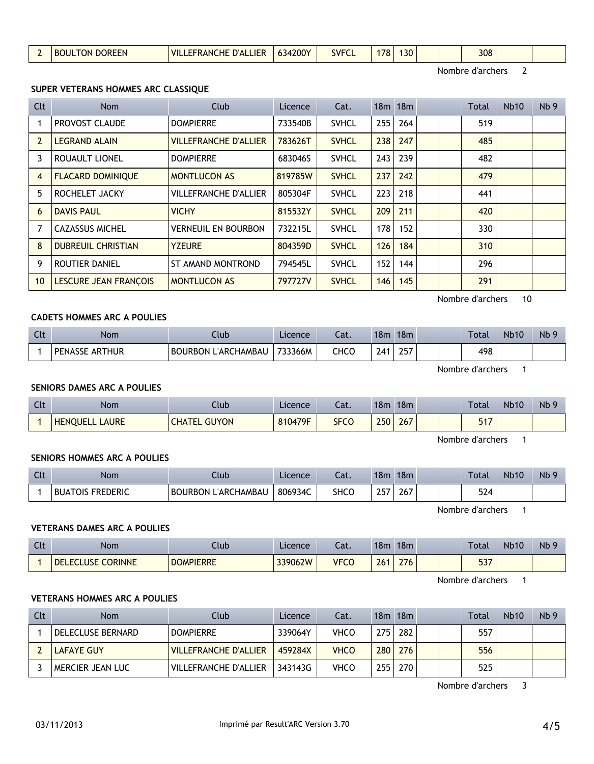| 2 | BOULTON DOREEN | VILLEFRANCHE D'ALLIER | 634200Y | SVFCL | 178 | 130 | | | 308 | | |
|---|---|---|---|---|---|---|---|---|---|---|---|

Nombre d'archers 2

### SUPER VETERANS HOMMES ARC CLASSIQUE

| Clt | Nom | Club | Licence | Cat. | 18m | 18m | | | Total | Nb10 | Nb 9 |
|---|---|---|---|---|---|---|---|---|---|---|---|
| 1 | PROVOST CLAUDE | DOMPIERRE | 733540B | SVHCL | 255 | 264 | | | 519 | | |
| 2 | LEGRAND ALAIN | VILLEFRANCHE D'ALLIER | 783626T | SVHCL | 238 | 247 | | | 485 | | |
| 3 | ROUAULT LIONEL | DOMPIERRE | 683046S | SVHCL | 243 | 239 | | | 482 | | |
| 4 | FLACARD DOMINIQUE | MONTLUCON AS | 819785W | SVHCL | 237 | 242 | | | 479 | | |
| 5 | ROCHELET JACKY | VILLEFRANCHE D'ALLIER | 805304F | SVHCL | 223 | 218 | | | 441 | | |
| 6 | DAVIS PAUL | VICHY | 815532Y | SVHCL | 209 | 211 | | | 420 | | |
| 7 | CAZASSUS MICHEL | VERNEUIL EN BOURBON | 732215L | SVHCL | 178 | 152 | | | 330 | | |
| 8 | DUBREUIL CHRISTIAN | YZEURE | 804359D | SVHCL | 126 | 184 | | | 310 | | |
| 9 | ROUTIER DANIEL | ST AMAND MONTROND | 794545L | SVHCL | 152 | 144 | | | 296 | | |
| 10 | LESCURE JEAN FRANÇOIS | MONTLUCON AS | 797727V | SVHCL | 146 | 145 | | | 291 | | |

Nombre d'archers 10

### CADETS HOMMES ARC A POULIES

| Clt | Nom | Club | Licence | Cat. | 18m | 18m | | | Total | Nb10 | Nb 9 |
|---|---|---|---|---|---|---|---|---|---|---|---|
| 1 | PENASSE ARTHUR | BOURBON L'ARCHAMBAU | 733366M | CHCO | 241 | 257 | | | 498 | | |

Nombre d'archers 1

### SENIORS DAMES ARC A POULIES

| Clt | Nom | Club | Licence | Cat. | 18m | 18m | | | Total | Nb10 | Nb 9 |
|---|---|---|---|---|---|---|---|---|---|---|---|
| 1 | HENQUELL LAURE | CHATEL GUYON | 810479F | SFCO | 250 | 267 | | | 517 | | |

Nombre d'archers 1

### SENIORS HOMMES ARC A POULIES

| Clt | Nom | Club | Licence | Cat. | 18m | 18m | | | Total | Nb10 | Nb 9 |
|---|---|---|---|---|---|---|---|---|---|---|---|
| 1 | BUATOIS FREDERIC | BOURBON L'ARCHAMBAU | 806934C | SHCO | 257 | 267 | | | 524 | | |

Nombre d'archers 1

### VETERANS DAMES ARC A POULIES

| Clt | Nom | Club | Licence | Cat. | 18m | 18m | | | Total | Nb10 | Nb 9 |
|---|---|---|---|---|---|---|---|---|---|---|---|
| 1 | DELECLUSE CORINNE | DOMPIERRE | 339062W | VFCO | 261 | 276 | | | 537 | | |

Nombre d'archers 1

### VETERANS HOMMES ARC A POULIES

| Clt | Nom | Club | Licence | Cat. | 18m | 18m | | | Total | Nb10 | Nb 9 |
|---|---|---|---|---|---|---|---|---|---|---|---|
| 1 | DELECLUSE BERNARD | DOMPIERRE | 339064Y | VHCO | 275 | 282 | | | 557 | | |
| 2 | LAFAYE GUY | VILLEFRANCHE D'ALLIER | 459284X | VHCO | 280 | 276 | | | 556 | | |
| 3 | MERCIER JEAN LUC | VILLEFRANCHE D'ALLIER | 343143G | VHCO | 255 | 270 | | | 525 | | |

Nombre d'archers 3

03/11/2013 Imprimé par Result'ARC Version 3.70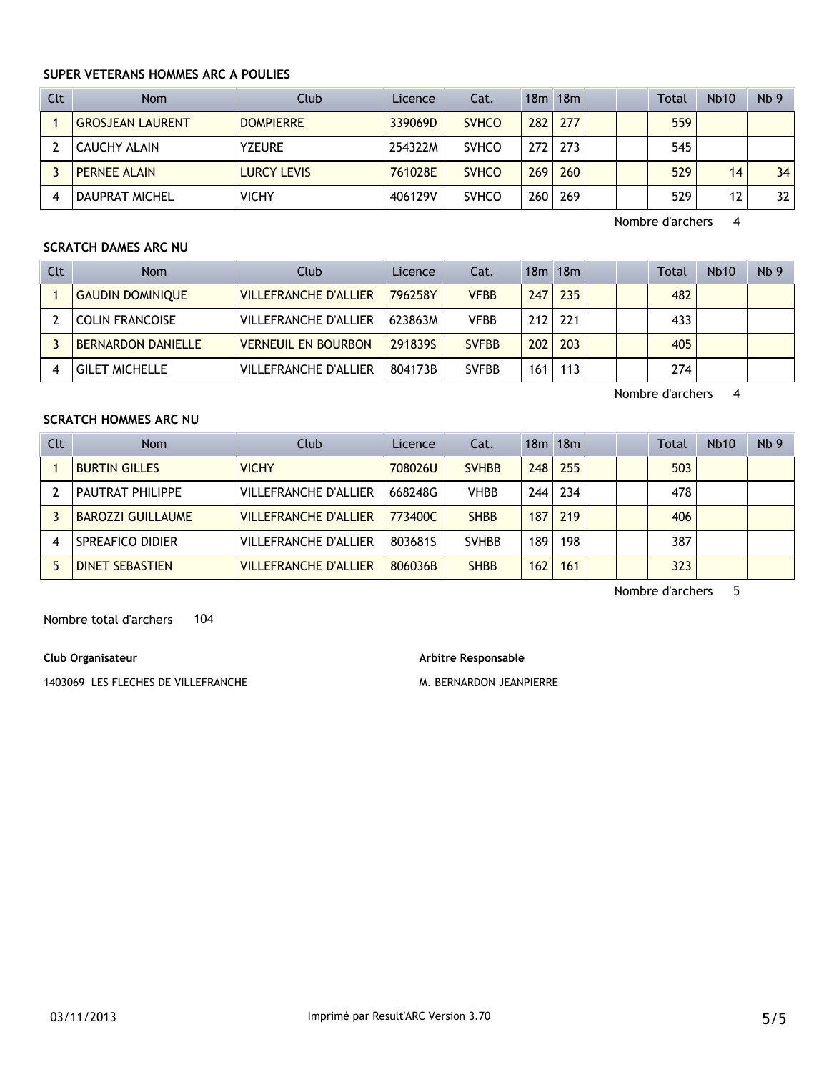### SUPER VETERANS HOMMES ARC A POULIES

| Clt | Nom | Club | Licence | Cat. | 18m | 18m | | | Total | Nb10 | Nb 9 |
|---|---|---|---|---|---|---|---|---|---|---|---|
| 1 | GROSJEAN LAURENT | DOMPIERRE | 339069D | SVHCO | 282 | 277 | | | 559 | | |
| 2 | CAUCHY ALAIN | YZEURE | 254322M | SVHCO | 272 | 273 | | | 545 | | |
| 3 | PERNEE ALAIN | LURCY LEVIS | 761028E | SVHCO | 269 | 260 | | | 529 | 14 | 34 |
| 4 | DAUPRAT MICHEL | VICHY | 406129V | SVHCO | 260 | 269 | | | 529 | 12 | 32 |

Nombre d'archers 4

### SCRATCH DAMES ARC NU

| Clt | Nom | Club | Licence | Cat. | 18m | 18m | | | Total | Nb10 | Nb 9 |
|---|---|---|---|---|---|---|---|---|---|---|---|
| 1 | GAUDIN DOMINIQUE | VILLEFRANCHE D'ALLIER | 796258Y | VFBB | 247 | 235 | | | 482 | | |
| 2 | COLIN FRANCOISE | VILLEFRANCHE D'ALLIER | 623863M | VFBB | 212 | 221 | | | 433 | | |
| 3 | BERNARDON DANIELLE | VERNEUIL EN BOURBON | 291839S | SVFBB | 202 | 203 | | | 405 | | |
| 4 | GILET MICHELLE | VILLEFRANCHE D'ALLIER | 804173B | SVFBB | 161 | 113 | | | 274 | | |

Nombre d'archers 4

### SCRATCH HOMMES ARC NU

| Clt | Nom | Club | Licence | Cat. | 18m | 18m | | | Total | Nb10 | Nb 9 |
|---|---|---|---|---|---|---|---|---|---|---|---|
| 1 | BURTIN GILLES | VICHY | 708026U | SVHBB | 248 | 255 | | | 503 | | |
| 2 | PAUTRAT PHILIPPE | VILLEFRANCHE D'ALLIER | 668248G | VHBB | 244 | 234 | | | 478 | | |
| 3 | BAROZZI GUILLAUME | VILLEFRANCHE D'ALLIER | 773400C | SHBB | 187 | 219 | | | 406 | | |
| 4 | SPREAFICO DIDIER | VILLEFRANCHE D'ALLIER | 803681S | SVHBB | 189 | 198 | | | 387 | | |
| 5 | DINET SEBASTIEN | VILLEFRANCHE D'ALLIER | 806036B | SHBB | 162 | 161 | | | 323 | | |

Nombre d'archers 5

Nombre total d'archers 104

**Club Organisateur**

1403069 LES FLECHES DE VILLEFRANCHE

**Arbitre Responsable**

M. BERNARDON JEANPIERRE

03/11/2013 Imprimé par Result'ARC Version 3.70